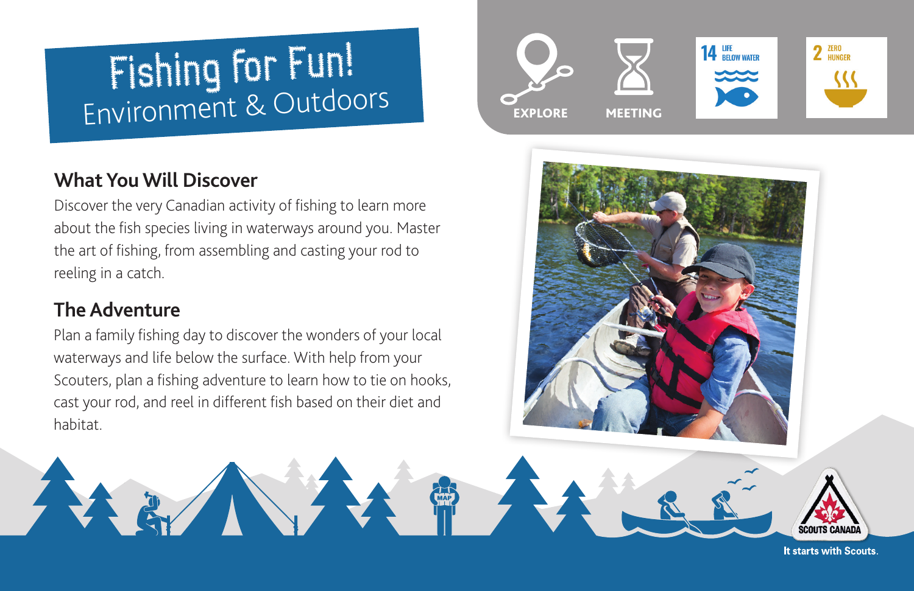# Fishing for Fun!

Environment & Outdoors

EXPLORE

MEETING

14 LIFE BELOW WATER

2 ZERO HUNGER

## What You Will Discover

Discover the very Canadian activity of fishing to learn more about the fish species living in waterways around you. Master the art of fishing, from assembling and casting your rod to reeling in a catch.

## The Adventure

Plan a family fishing day to discover the wonders of your local waterways and life below the surface. With help from your Scouters, plan a fishing adventure to learn how to tie on hooks, cast your rod, and reel in different fish based on their diet and habitat.

SCOUTS CANADA

It starts with Scouts.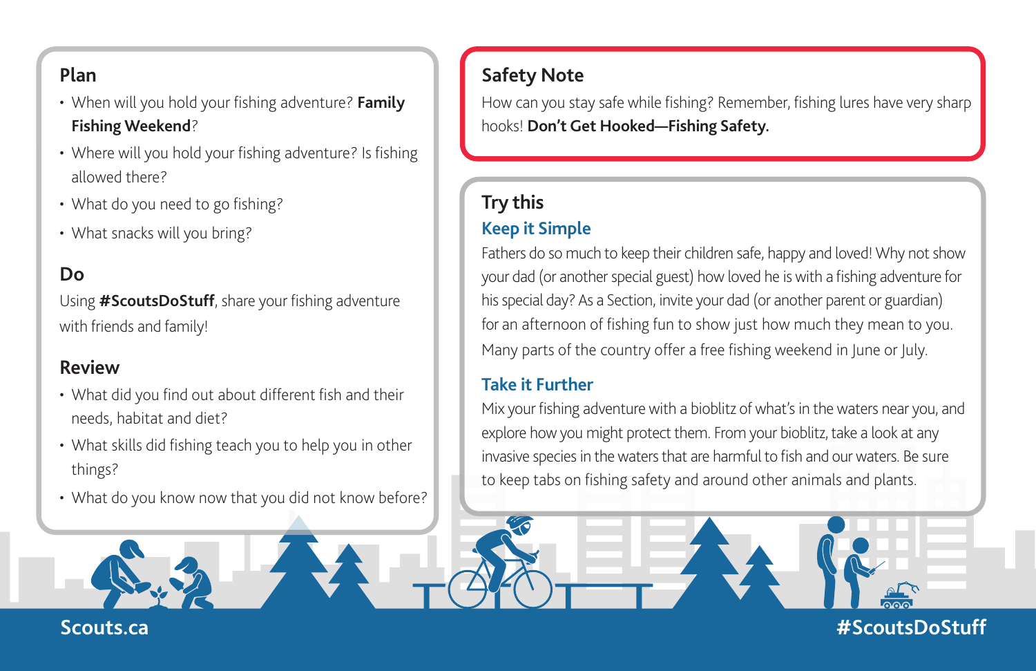## Plan

- When will you hold your fishing adventure? **Family Fishing Weekend**?
- Where will you hold your fishing adventure? Is fishing allowed there?
- What do you need to go fishing?
- What snacks will you bring?

## Do

Using **#ScoutsDoStuff**, share your fishing adventure with friends and family!

## Review

- What did you find out about different fish and their needs, habitat and diet?
- What skills did fishing teach you to help you in other things?
- What do you know now that you did not know before?

## Safety Note

How can you stay safe while fishing? Remember, fishing lures have very sharp hooks! **Don't Get Hooked—Fishing Safety.**

## Try this

### Keep it Simple

Fathers do so much to keep their children safe, happy and loved! Why not show your dad (or another special guest) how loved he is with a fishing adventure for his special day? As a Section, invite your dad (or another parent or guardian) for an afternoon of fishing fun to show just how much they mean to you. Many parts of the country offer a free fishing weekend in June or July.

### Take it Further

Mix your fishing adventure with a bioblitz of what's in the waters near you, and explore how you might protect them. From your bioblitz, take a look at any invasive species in the waters that are harmful to fish and our waters. Be sure to keep tabs on fishing safety and around other animals and plants.

Scouts.ca

#ScoutsDoStuff